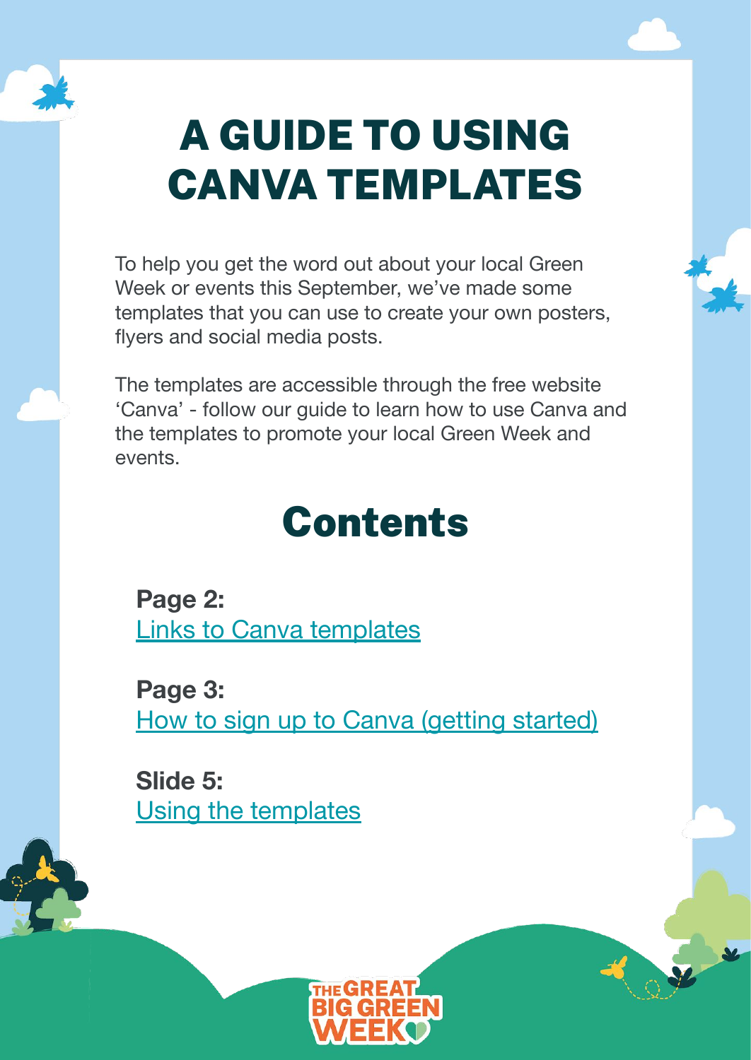# A GUIDE TO USING CANVA TEMPLATES

To help you get the word out about your local Green Week or events this September, we've made some templates that you can use to create your own posters, flyers and social media posts.

The templates are accessible through the free website 'Canva' - follow our guide to learn how to use Canva and the templates to promote your local Green Week and events.

## Contents

**Page 2:**
Links to Canva templates

**Page 3:**
How to sign up to Canva (getting started)

**Slide 5:**
Using the templates

THE GREAT BIG GREEN WEEK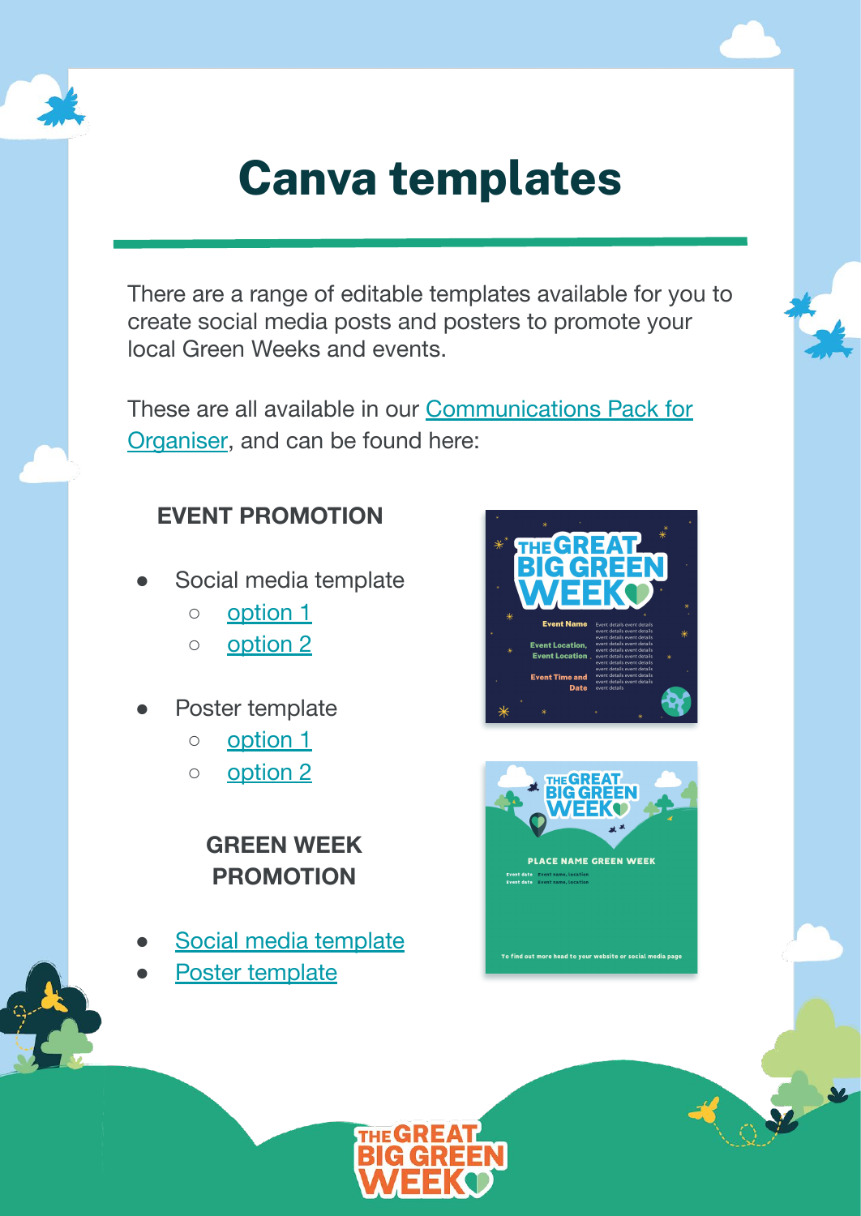# Canva templates

There are a range of editable templates available for you to create social media posts and posters to promote your local Green Weeks and events.

These are all available in our Communications Pack for Organiser, and can be found here:

### EVENT PROMOTION

- Social media template
  - option 1
  - option 2
- Poster template
  - option 1
  - option 2

### GREEN WEEK PROMOTION

- Social media template
- Poster template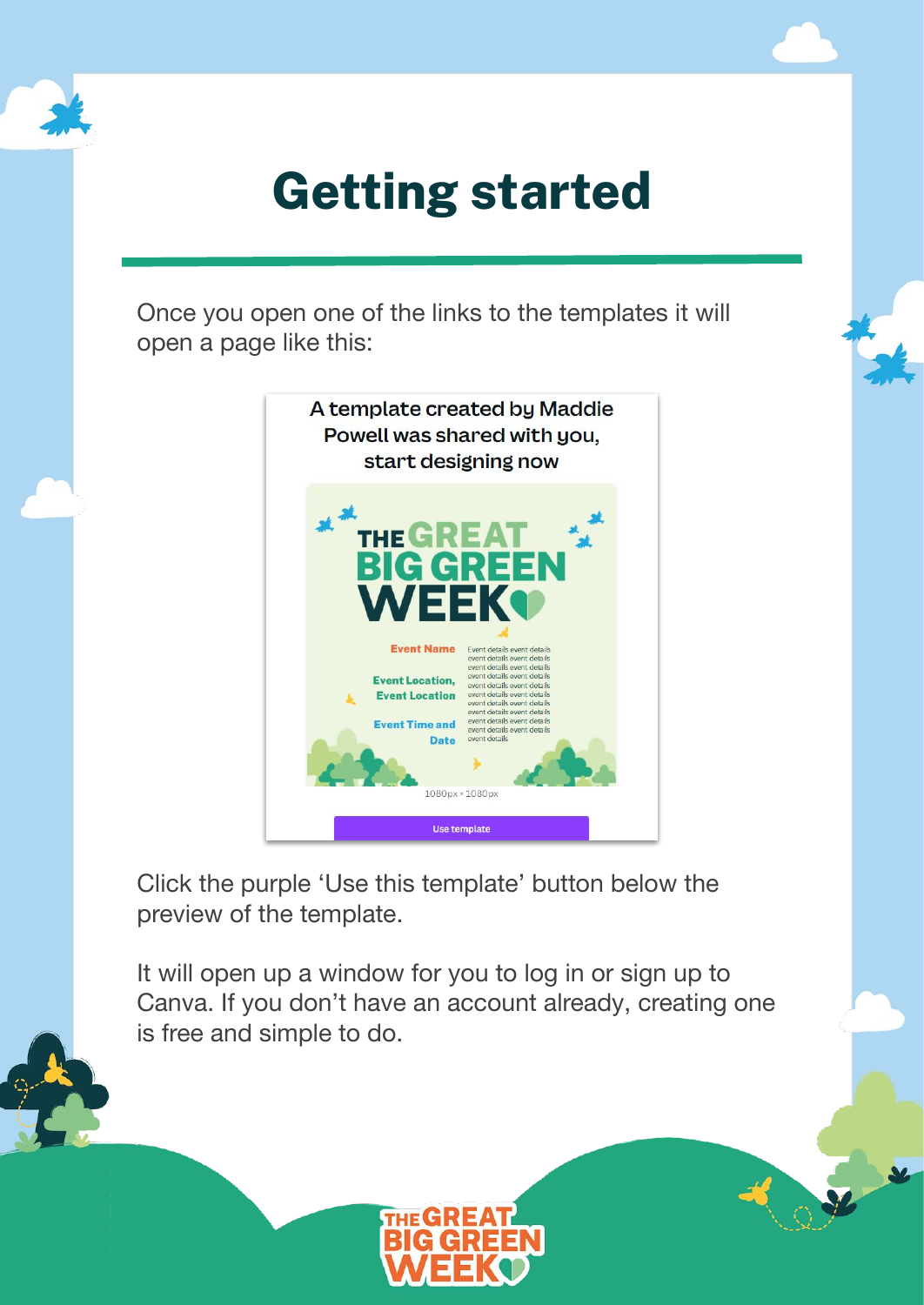# Getting started

Once you open one of the links to the templates it will open a page like this:

Click the purple 'Use this template' button below the preview of the template.

It will open up a window for you to log in or sign up to Canva. If you don't have an account already, creating one is free and simple to do.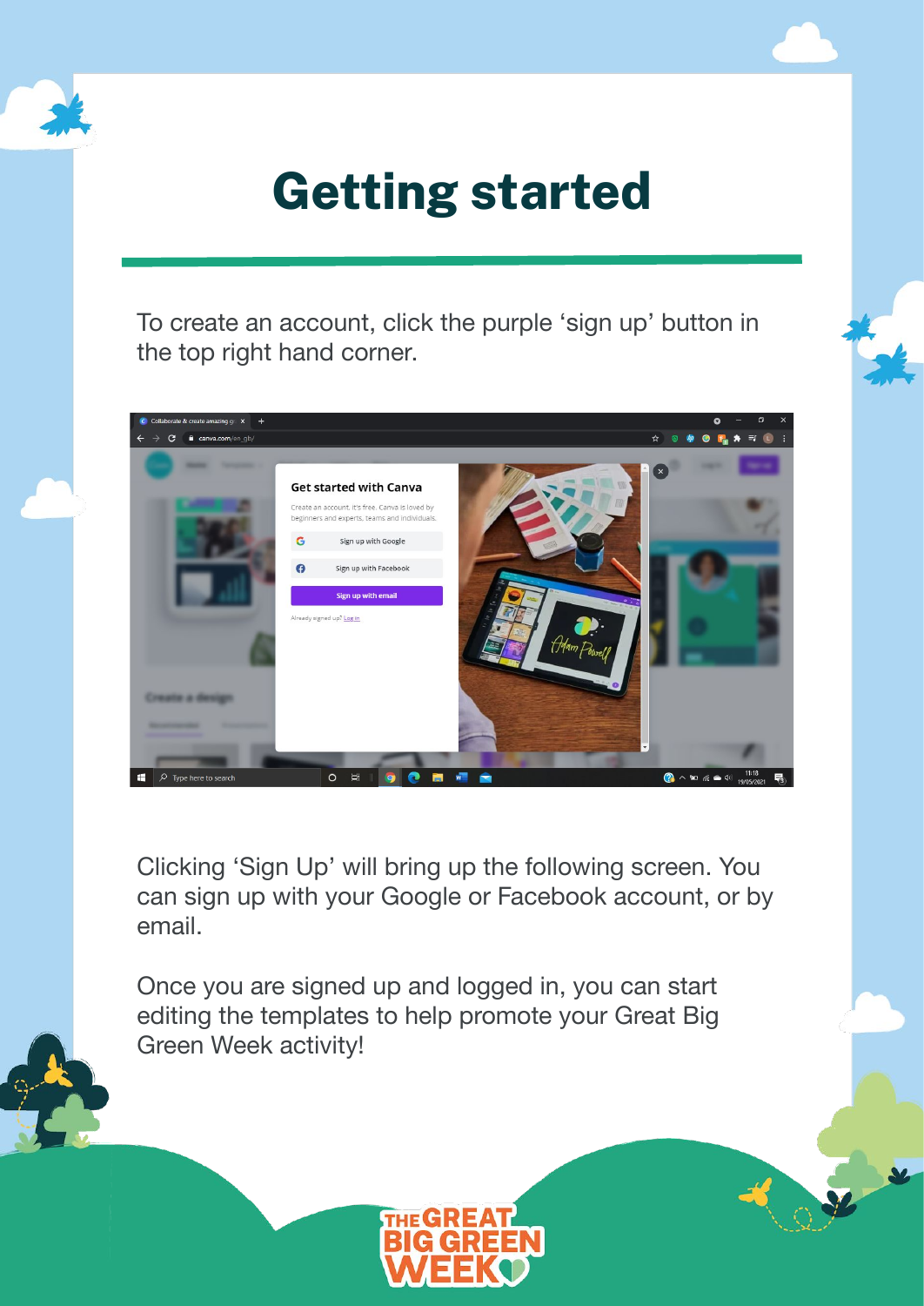# Getting started

To create an account, click the purple ‘sign up’ button in the top right hand corner.

Clicking ‘Sign Up’ will bring up the following screen. You can sign up with your Google or Facebook account, or by email.

Once you are signed up and logged in, you can start editing the templates to help promote your Great Big Green Week activity!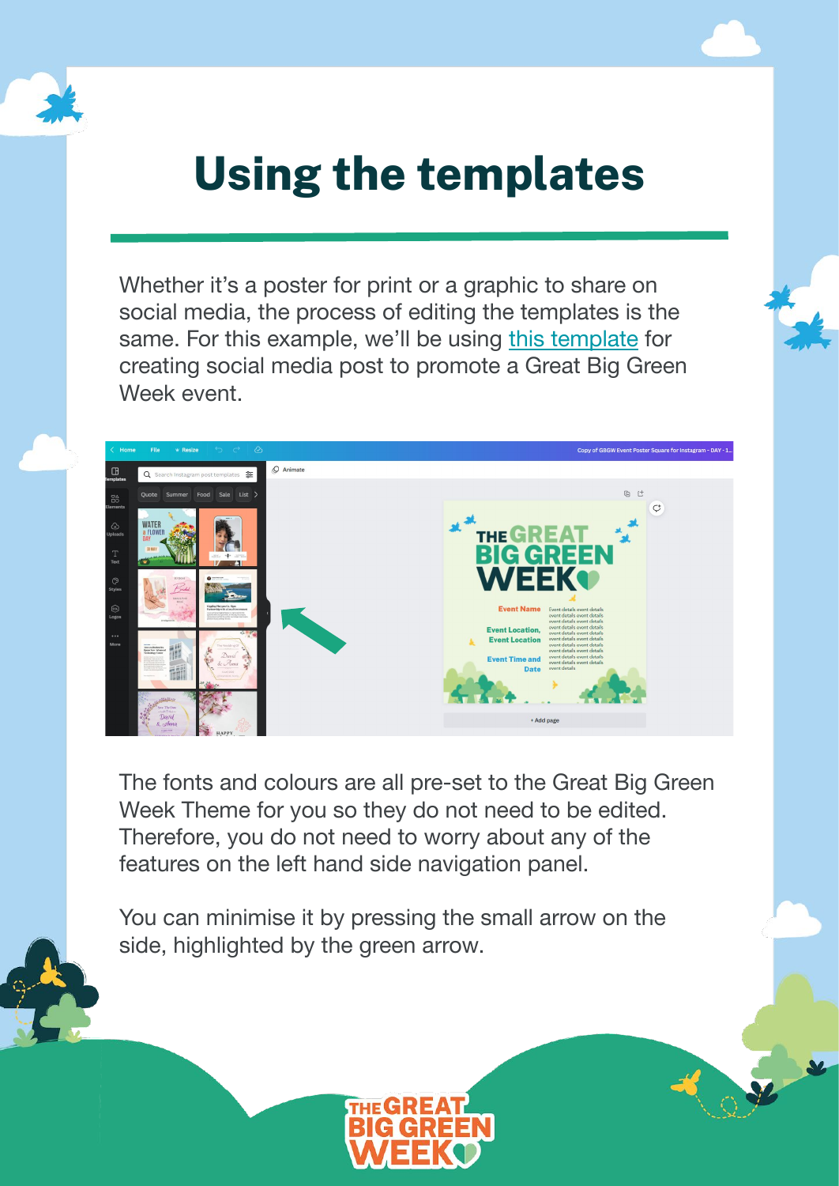# Using the templates

Whether it's a poster for print or a graphic to share on social media, the process of editing the templates is the same. For this example, we'll be using this template for creating social media post to promote a Great Big Green Week event.

The fonts and colours are all pre-set to the Great Big Green Week Theme for you so they do not need to be edited. Therefore, you do not need to worry about any of the features on the left hand side navigation panel.

You can minimise it by pressing the small arrow on the side, highlighted by the green arrow.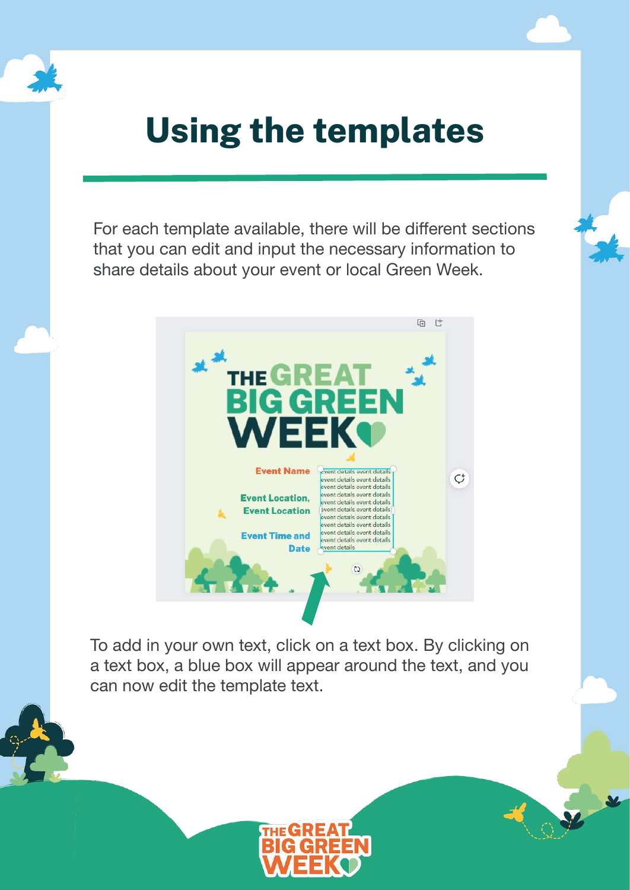# Using the templates

For each template available, there will be different sections that you can edit and input the necessary information to share details about your event or local Green Week.

To add in your own text, click on a text box. By clicking on a text box, a blue box will appear around the text, and you can now edit the template text.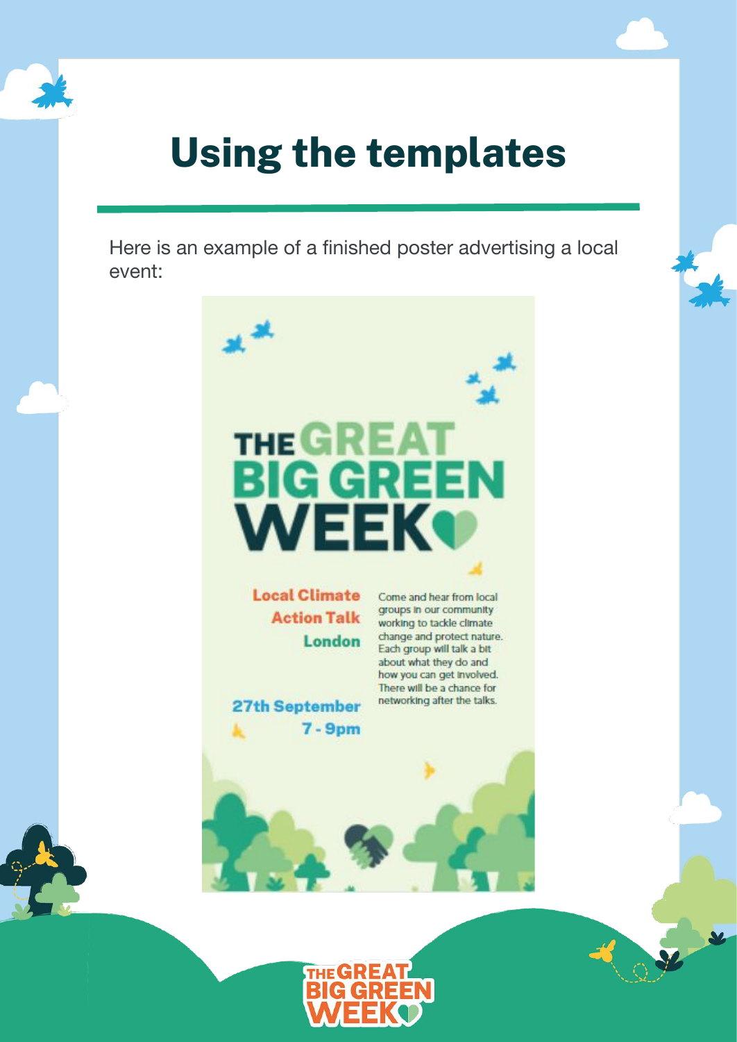# Using the templates

Here is an example of a finished poster advertising a local event:

THE GREAT BIG GREEN WEEK

**Local Climate Action Talk**
**London**

**27th September**
**7 - 9pm**

Come and hear from local groups in our community working to tackle climate change and protect nature. Each group will talk a bit about what they do and how you can get involved. There will be a chance for networking after the talks.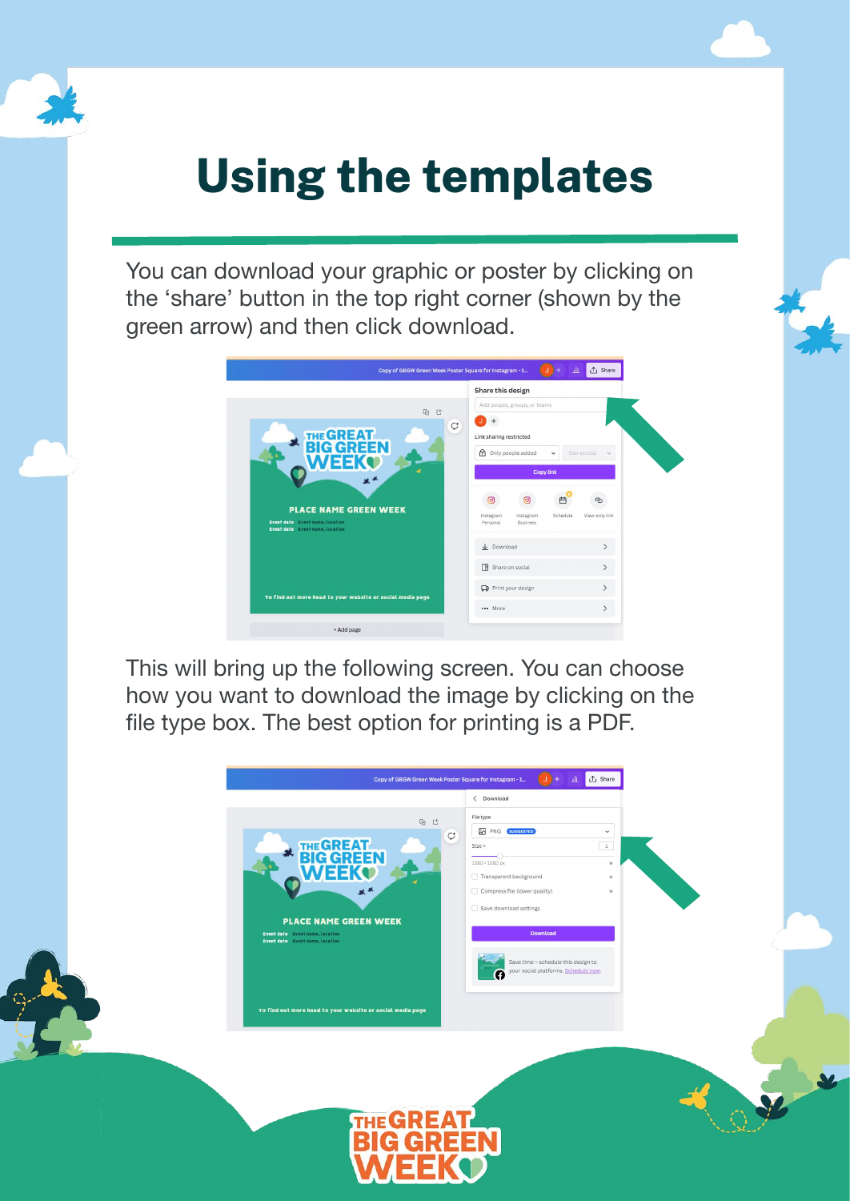# Using the templates

You can download your graphic or poster by clicking on the 'share' button in the top right corner (shown by the green arrow) and then click download.

This will bring up the following screen. You can choose how you want to download the image by clicking on the file type box. The best option for printing is a PDF.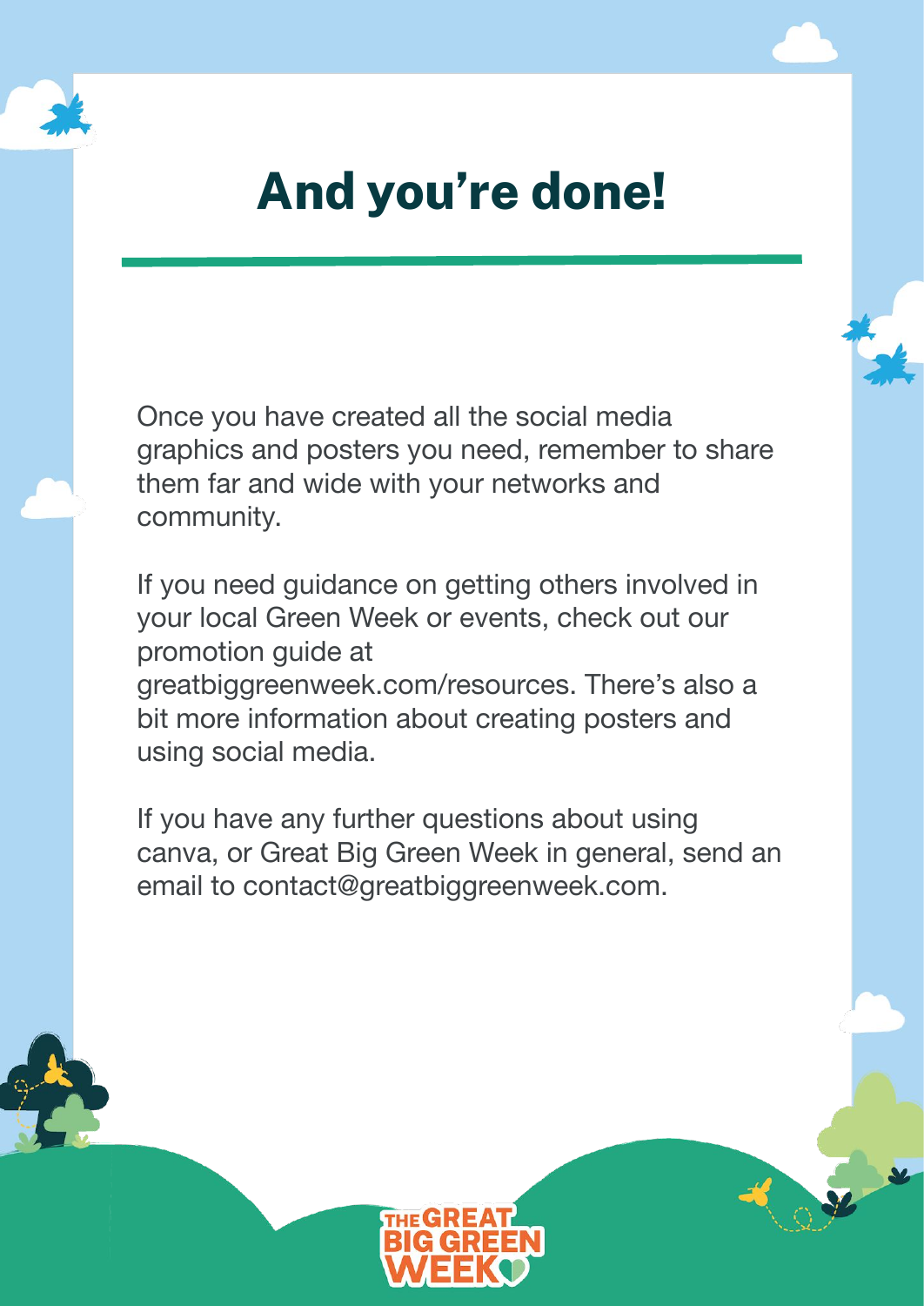# And you're done!

Once you have created all the social media graphics and posters you need, remember to share them far and wide with your networks and community.

If you need guidance on getting others involved in your local Green Week or events, check out our promotion guide at greatbiggreenweek.com/resources. There's also a bit more information about creating posters and using social media.

If you have any further questions about using canva, or Great Big Green Week in general, send an email to contact@greatbiggreenweek.com.

THE GREAT BIG GREEN WEEK